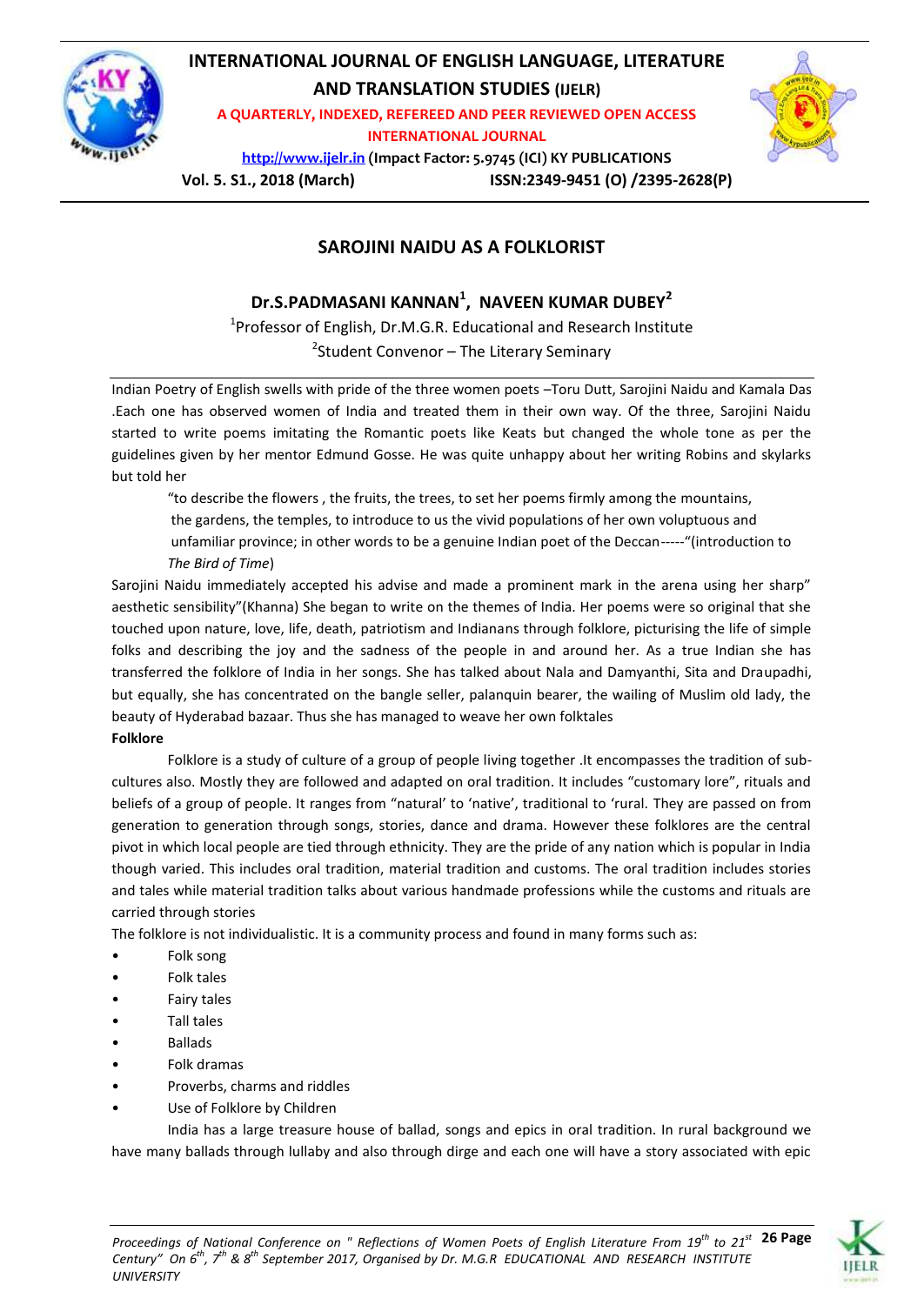# SAROJINI NAIDU AS A FOLKLORIST

## Dr.S.PADMASANI KANNAN[1], NAVEEN KUMAR DUBEY[2]

[1]Professor of English, Dr.M.G.R. Educational and Research Institute

[2]Student Convenor – The Literary Seminary

Indian Poetry of English swells with pride of the three women poets –Toru Dutt, Sarojini Naidu and Kamala Das .Each one has observed women of India and treated them in their own way. Of the three, Sarojini Naidu started to write poems imitating the Romantic poets like Keats but changed the whole tone as per the guidelines given by her mentor Edmund Gosse. He was quite unhappy about her writing Robins and skylarks but told her

> "to describe the flowers , the fruits, the trees, to set her poems firmly among the mountains, the gardens, the temples, to introduce to us the vivid populations of her own voluptuous and unfamiliar province; in other words to be a genuine Indian poet of the Deccan-----"(introduction to *The Bird of Time*)

Sarojini Naidu immediately accepted his advise and made a prominent mark in the arena using her sharp" aesthetic sensibility"(Khanna) She began to write on the themes of India. Her poems were so original that she touched upon nature, love, life, death, patriotism and Indianans through folklore, picturising the life of simple folks and describing the joy and the sadness of the people in and around her. As a true Indian she has transferred the folklore of India in her songs. She has talked about Nala and Damyanthi, Sita and Draupadhi, but equally, she has concentrated on the bangle seller, palanquin bearer, the wailing of Muslim old lady, the beauty of Hyderabad bazaar. Thus she has managed to weave her own folktales

**Folklore**

Folklore is a study of culture of a group of people living together .It encompasses the tradition of sub-cultures also. Mostly they are followed and adapted on oral tradition. It includes "customary lore", rituals and beliefs of a group of people. It ranges from "natural' to 'native', traditional to 'rural. They are passed on from generation to generation through songs, stories, dance and drama. However these folklores are the central pivot in which local people are tied through ethnicity. They are the pride of any nation which is popular in India though varied. This includes oral tradition, material tradition and customs. The oral tradition includes stories and tales while material tradition talks about various handmade professions while the customs and rituals are carried through stories

The folklore is not individualistic. It is a community process and found in many forms such as:

- Folk song
- Folk tales
- Fairy tales
- Tall tales
- Ballads
- Folk dramas
- Proverbs, charms and riddles
- Use of Folklore by Children

India has a large treasure house of ballad, songs and epics in oral tradition. In rural background we have many ballads through lullaby and also through dirge and each one will have a story associated with epic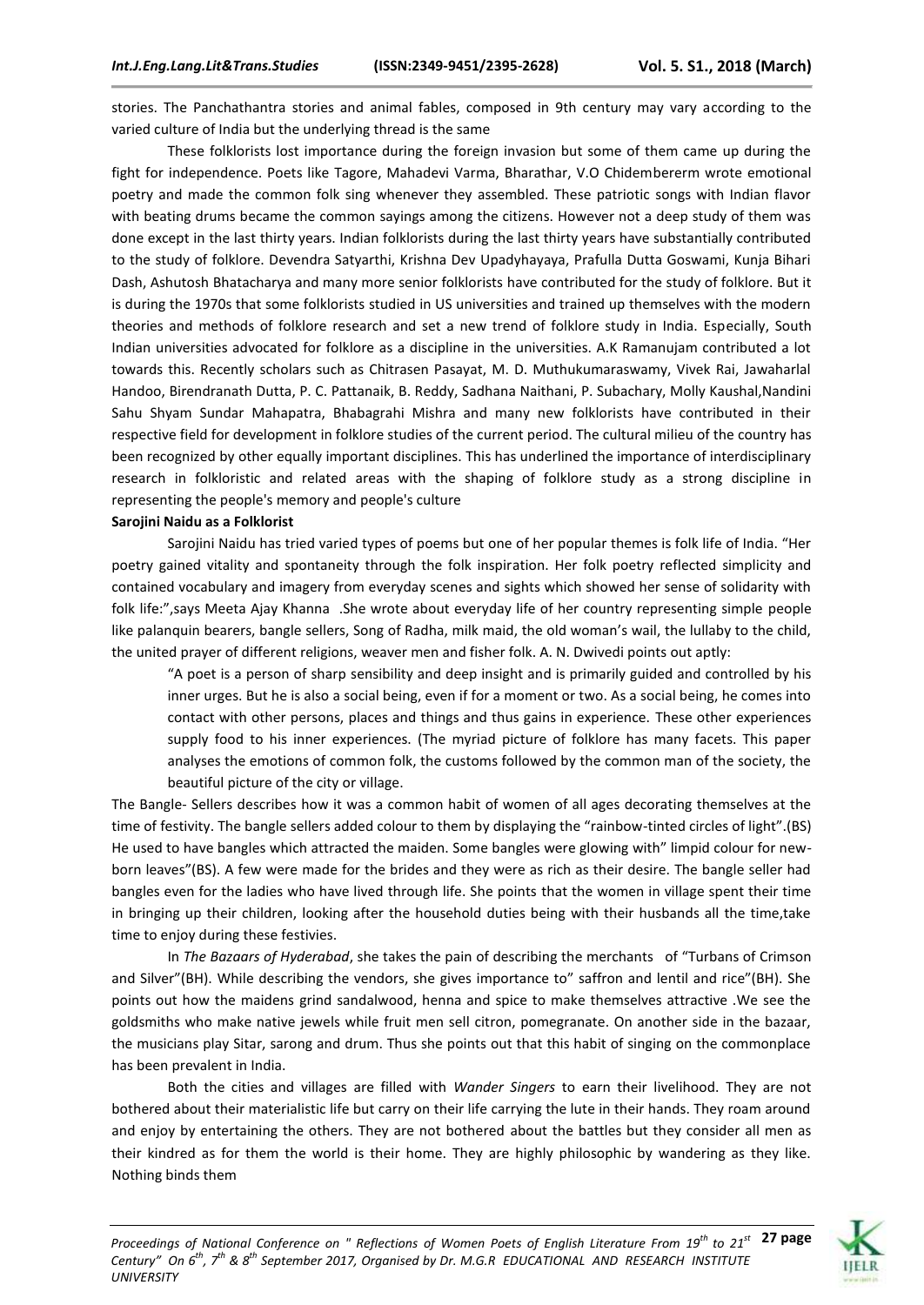stories. The Panchathantra stories and animal fables, composed in 9th century may vary according to the varied culture of India but the underlying thread is the same

These folklorists lost importance during the foreign invasion but some of them came up during the fight for independence. Poets like Tagore, Mahadevi Varma, Bharathar, V.O Chidembererm wrote emotional poetry and made the common folk sing whenever they assembled. These patriotic songs with Indian flavor with beating drums became the common sayings among the citizens. However not a deep study of them was done except in the last thirty years. Indian folklorists during the last thirty years have substantially contributed to the study of folklore. Devendra Satyarthi, Krishna Dev Upadhyhayaya, Prafulla Dutta Goswami, Kunja Bihari Dash, Ashutosh Bhatacharya and many more senior folklorists have contributed for the study of folklore. But it is during the 1970s that some folklorists studied in US universities and trained up themselves with the modern theories and methods of folklore research and set a new trend of folklore study in India. Especially, South Indian universities advocated for folklore as a discipline in the universities. A.K Ramanujam contributed a lot towards this. Recently scholars such as Chitrasen Pasayat, M. D. Muthukumaraswamy, Vivek Rai, Jawaharlal Handoo, Birendranath Dutta, P. C. Pattanaik, B. Reddy, Sadhana Naithani, P. Subachary, Molly Kaushal,Nandini Sahu Shyam Sundar Mahapatra, Bhabagrahi Mishra and many new folklorists have contributed in their respective field for development in folklore studies of the current period. The cultural milieu of the country has been recognized by other equally important disciplines. This has underlined the importance of interdisciplinary research in folkloristic and related areas with the shaping of folklore study as a strong discipline in representing the people's memory and people's culture

**Sarojini Naidu as a Folklorist**

Sarojini Naidu has tried varied types of poems but one of her popular themes is folk life of India. "Her poetry gained vitality and spontaneity through the folk inspiration. Her folk poetry reflected simplicity and contained vocabulary and imagery from everyday scenes and sights which showed her sense of solidarity with folk life:",says Meeta Ajay Khanna .She wrote about everyday life of her country representing simple people like palanquin bearers, bangle sellers, Song of Radha, milk maid, the old woman's wail, the lullaby to the child, the united prayer of different religions, weaver men and fisher folk. A. N. Dwivedi points out aptly:

> "A poet is a person of sharp sensibility and deep insight and is primarily guided and controlled by his inner urges. But he is also a social being, even if for a moment or two. As a social being, he comes into contact with other persons, places and things and thus gains in experience. These other experiences supply food to his inner experiences. (The myriad picture of folklore has many facets. This paper analyses the emotions of common folk, the customs followed by the common man of the society, the beautiful picture of the city or village.

The Bangle- Sellers describes how it was a common habit of women of all ages decorating themselves at the time of festivity. The bangle sellers added colour to them by displaying the "rainbow-tinted circles of light".(BS) He used to have bangles which attracted the maiden. Some bangles were glowing with" limpid colour for new-born leaves"(BS). A few were made for the brides and they were as rich as their desire. The bangle seller had bangles even for the ladies who have lived through life. She points that the women in village spent their time in bringing up their children, looking after the household duties being with their husbands all the time,take time to enjoy during these festivies.

In *The Bazaars of Hyderabad*, she takes the pain of describing the merchants of "Turbans of Crimson and Silver"(BH). While describing the vendors, she gives importance to" saffron and lentil and rice"(BH). She points out how the maidens grind sandalwood, henna and spice to make themselves attractive .We see the goldsmiths who make native jewels while fruit men sell citron, pomegranate. On another side in the bazaar, the musicians play Sitar, sarong and drum. Thus she points out that this habit of singing on the commonplace has been prevalent in India.

Both the cities and villages are filled with *Wander Singers* to earn their livelihood. They are not bothered about their materialistic life but carry on their life carrying the lute in their hands. They roam around and enjoy by entertaining the others. They are not bothered about the battles but they consider all men as their kindred as for them the world is their home. They are highly philosophic by wandering as they like. Nothing binds them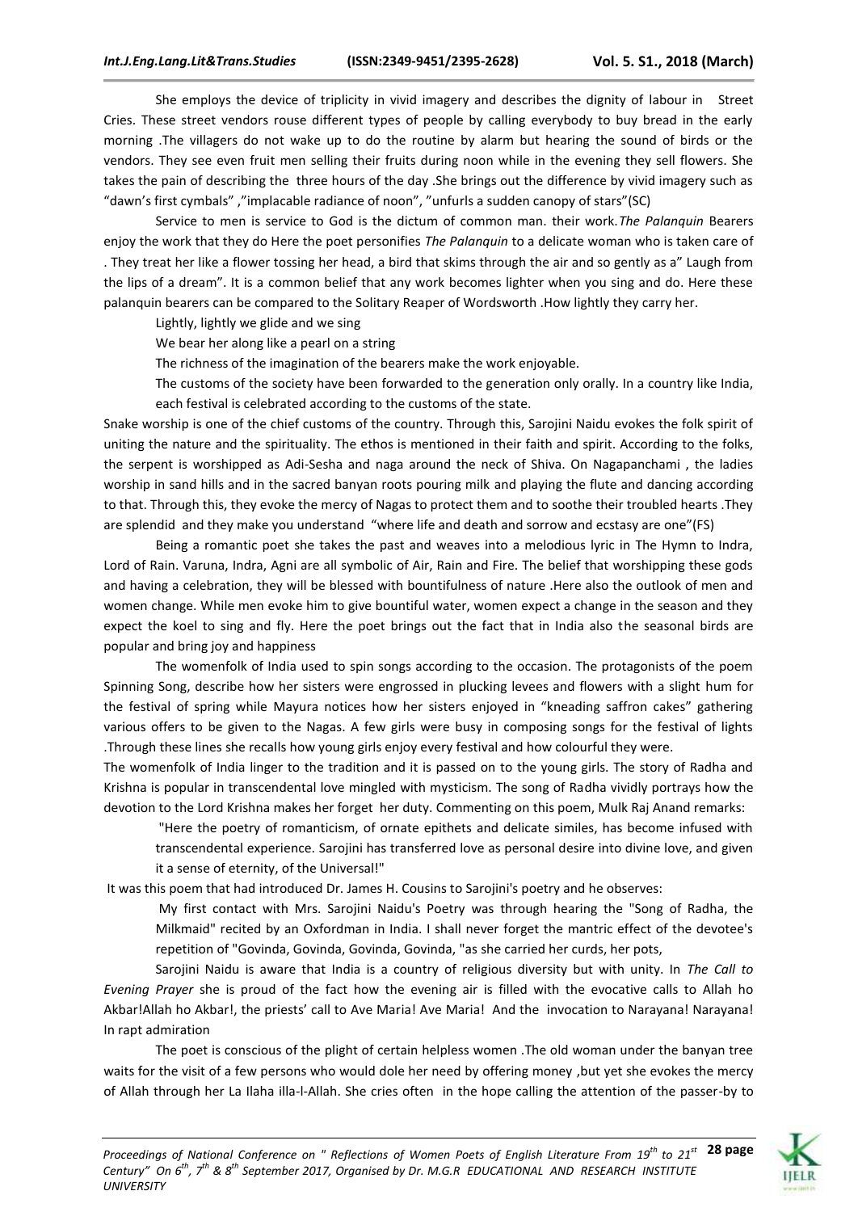She employs the device of triplicity in vivid imagery and describes the dignity of labour in Street Cries. These street vendors rouse different types of people by calling everybody to buy bread in the early morning .The villagers do not wake up to do the routine by alarm but hearing the sound of birds or the vendors. They see even fruit men selling their fruits during noon while in the evening they sell flowers. She takes the pain of describing the three hours of the day .She brings out the difference by vivid imagery such as "dawn's first cymbals" ,"implacable radiance of noon", "unfurls a sudden canopy of stars"(SC)

Service to men is service to God is the dictum of common man. their work.*The Palanquin* Bearers enjoy the work that they do Here the poet personifies *The Palanquin* to a delicate woman who is taken care of . They treat her like a flower tossing her head, a bird that skims through the air and so gently as a" Laugh from the lips of a dream". It is a common belief that any work becomes lighter when you sing and do. Here these palanquin bearers can be compared to the Solitary Reaper of Wordsworth .How lightly they carry her.

Lightly, lightly we glide and we sing

We bear her along like a pearl on a string

The richness of the imagination of the bearers make the work enjoyable.

The customs of the society have been forwarded to the generation only orally. In a country like India, each festival is celebrated according to the customs of the state.

Snake worship is one of the chief customs of the country. Through this, Sarojini Naidu evokes the folk spirit of uniting the nature and the spirituality. The ethos is mentioned in their faith and spirit. According to the folks, the serpent is worshipped as Adi-Sesha and naga around the neck of Shiva. On Nagapanchami , the ladies worship in sand hills and in the sacred banyan roots pouring milk and playing the flute and dancing according to that. Through this, they evoke the mercy of Nagas to protect them and to soothe their troubled hearts .They are splendid and they make you understand "where life and death and sorrow and ecstasy are one"(FS)

Being a romantic poet she takes the past and weaves into a melodious lyric in The Hymn to Indra, Lord of Rain. Varuna, Indra, Agni are all symbolic of Air, Rain and Fire. The belief that worshipping these gods and having a celebration, they will be blessed with bountifulness of nature .Here also the outlook of men and women change. While men evoke him to give bountiful water, women expect a change in the season and they expect the koel to sing and fly. Here the poet brings out the fact that in India also the seasonal birds are popular and bring joy and happiness

The womenfolk of India used to spin songs according to the occasion. The protagonists of the poem Spinning Song, describe how her sisters were engrossed in plucking levees and flowers with a slight hum for the festival of spring while Mayura notices how her sisters enjoyed in "kneading saffron cakes" gathering various offers to be given to the Nagas. A few girls were busy in composing songs for the festival of lights .Through these lines she recalls how young girls enjoy every festival and how colourful they were.

The womenfolk of India linger to the tradition and it is passed on to the young girls. The story of Radha and Krishna is popular in transcendental love mingled with mysticism. The song of Radha vividly portrays how the devotion to the Lord Krishna makes her forget her duty. Commenting on this poem, Mulk Raj Anand remarks:

> "Here the poetry of romanticism, of ornate epithets and delicate similes, has become infused with transcendental experience. Sarojini has transferred love as personal desire into divine love, and given it a sense of eternity, of the Universal!"

It was this poem that had introduced Dr. James H. Cousins to Sarojini's poetry and he observes:

> My first contact with Mrs. Sarojini Naidu's Poetry was through hearing the "Song of Radha, the Milkmaid" recited by an Oxfordman in India. I shall never forget the mantric effect of the devotee's repetition of "Govinda, Govinda, Govinda, Govinda, "as she carried her curds, her pots,

Sarojini Naidu is aware that India is a country of religious diversity but with unity. In *The Call to Evening Prayer* she is proud of the fact how the evening air is filled with the evocative calls to Allah ho Akbar!Allah ho Akbar!, the priests' call to Ave Maria! Ave Maria! And the invocation to Narayana! Narayana! In rapt admiration

The poet is conscious of the plight of certain helpless women .The old woman under the banyan tree waits for the visit of a few persons who would dole her need by offering money ,but yet she evokes the mercy of Allah through her La Ilaha illa-l-Allah. She cries often in the hope calling the attention of the passer-by to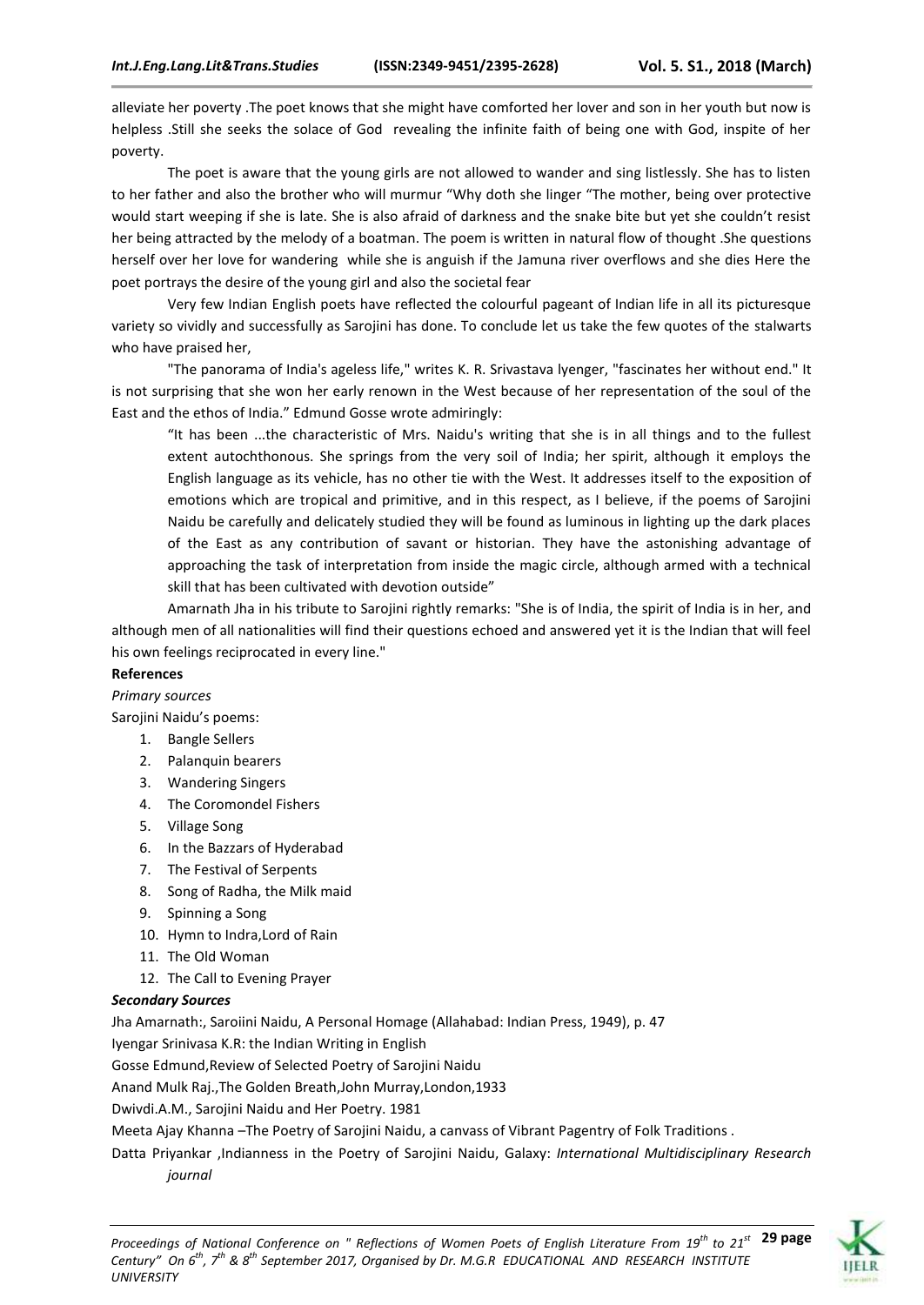alleviate her poverty .The poet knows that she might have comforted her lover and son in her youth but now is helpless .Still she seeks the solace of God revealing the infinite faith of being one with God, inspite of her poverty.

The poet is aware that the young girls are not allowed to wander and sing listlessly. She has to listen to her father and also the brother who will murmur "Why doth she linger "The mother, being over protective would start weeping if she is late. She is also afraid of darkness and the snake bite but yet she couldn't resist her being attracted by the melody of a boatman. The poem is written in natural flow of thought .She questions herself over her love for wandering while she is anguish if the Jamuna river overflows and she dies Here the poet portrays the desire of the young girl and also the societal fear

Very few Indian English poets have reflected the colourful pageant of Indian life in all its picturesque variety so vividly and successfully as Sarojini has done. To conclude let us take the few quotes of the stalwarts who have praised her,

"The panorama of India's ageless life," writes K. R. Srivastava Iyenger, "fascinates her without end." It is not surprising that she won her early renown in the West because of her representation of the soul of the East and the ethos of India." Edmund Gosse wrote admiringly:

> "It has been ...the characteristic of Mrs. Naidu's writing that she is in all things and to the fullest extent autochthonous. She springs from the very soil of India; her spirit, although it employs the English language as its vehicle, has no other tie with the West. It addresses itself to the exposition of emotions which are tropical and primitive, and in this respect, as I believe, if the poems of Sarojini Naidu be carefully and delicately studied they will be found as luminous in lighting up the dark places of the East as any contribution of savant or historian. They have the astonishing advantage of approaching the task of interpretation from inside the magic circle, although armed with a technical skill that has been cultivated with devotion outside"

Amarnath Jha in his tribute to Sarojini rightly remarks: "She is of India, the spirit of India is in her, and although men of all nationalities will find their questions echoed and answered yet it is the Indian that will feel his own feelings reciprocated in every line."

**References**

*Primary sources*

Sarojini Naidu's poems:

1. Bangle Sellers
2. Palanquin bearers
3. Wandering Singers
4. The Coromondel Fishers
5. Village Song
6. In the Bazzars of Hyderabad
7. The Festival of Serpents
8. Song of Radha, the Milk maid
9. Spinning a Song
10. Hymn to Indra,Lord of Rain
11. The Old Woman
12. The Call to Evening Prayer

***Secondary Sources***

Jha Amarnath:, Saroiini Naidu, A Personal Homage (Allahabad: Indian Press, 1949), p. 47

Iyengar Srinivasa K.R: the Indian Writing in English

Gosse Edmund,Review of Selected Poetry of Sarojini Naidu

Anand Mulk Raj.,The Golden Breath,John Murray,London,1933

Dwivdi.A.M., Sarojini Naidu and Her Poetry. 1981

Meeta Ajay Khanna –The Poetry of Sarojini Naidu, a canvass of Vibrant Pagentry of Folk Traditions .

Datta Priyankar ,Indianness in the Poetry of Sarojini Naidu, Galaxy: *International Multidisciplinary Research journal*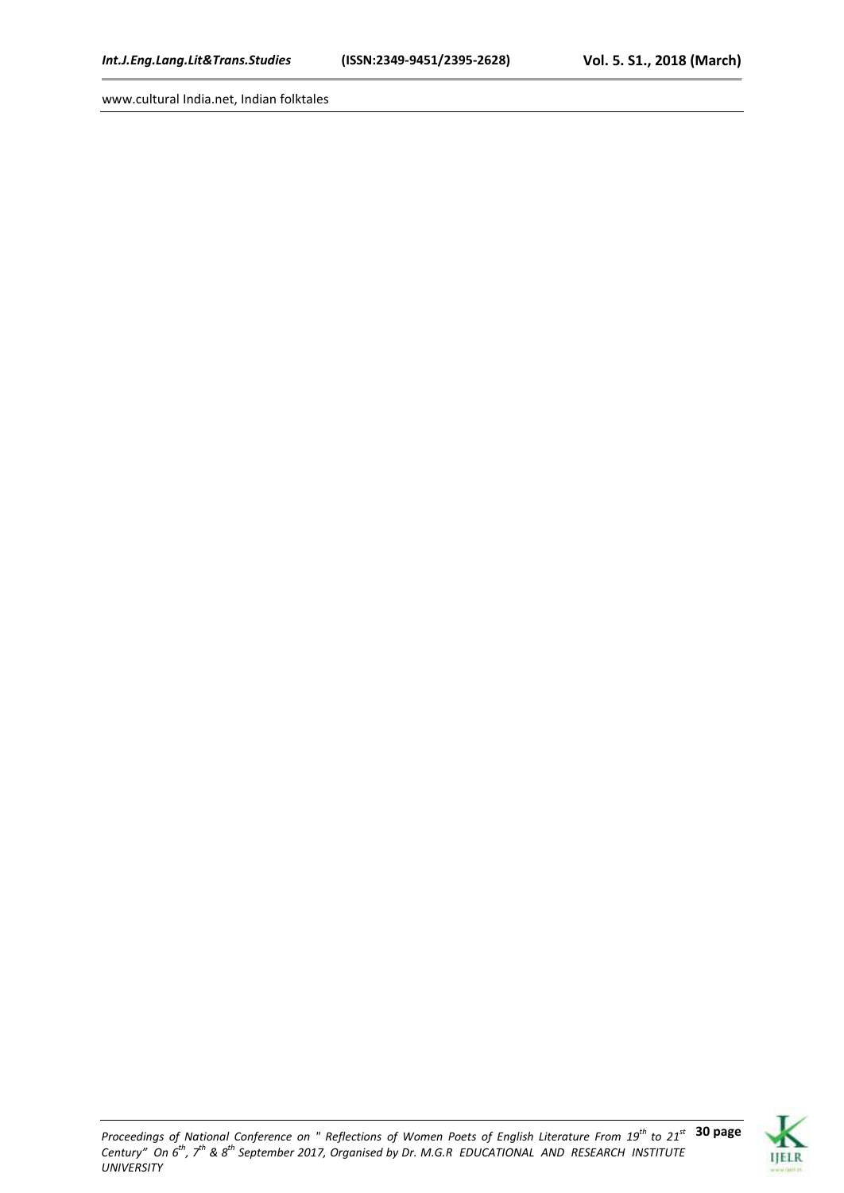www.cultural India.net, Indian folktales